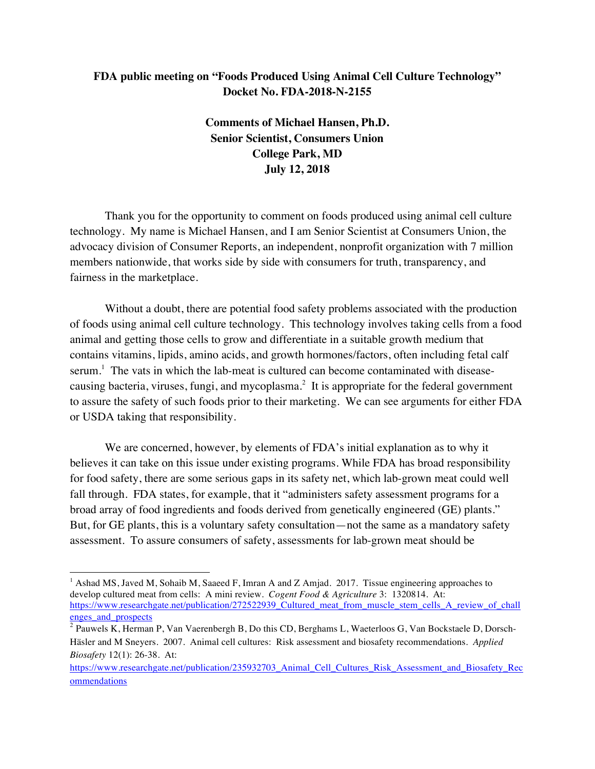**FDA public meeting on "Foods Produced Using Animal Cell Culture Technology"**
**Docket No. FDA-2018-N-2155**

**Comments of Michael Hansen, Ph.D.**
**Senior Scientist, Consumers Union**
**College Park, MD**
**July 12, 2018**

Thank you for the opportunity to comment on foods produced using animal cell culture technology. My name is Michael Hansen, and I am Senior Scientist at Consumers Union, the advocacy division of Consumer Reports, an independent, nonprofit organization with 7 million members nationwide, that works side by side with consumers for truth, transparency, and fairness in the marketplace.

Without a doubt, there are potential food safety problems associated with the production of foods using animal cell culture technology. This technology involves taking cells from a food animal and getting those cells to grow and differentiate in a suitable growth medium that contains vitamins, lipids, amino acids, and growth hormones/factors, often including fetal calf serum.[1] The vats in which the lab-meat is cultured can become contaminated with disease-causing bacteria, viruses, fungi, and mycoplasma.[2] It is appropriate for the federal government to assure the safety of such foods prior to their marketing. We can see arguments for either FDA or USDA taking that responsibility.

We are concerned, however, by elements of FDA's initial explanation as to why it believes it can take on this issue under existing programs. While FDA has broad responsibility for food safety, there are some serious gaps in its safety net, which lab-grown meat could well fall through. FDA states, for example, that it "administers safety assessment programs for a broad array of food ingredients and foods derived from genetically engineered (GE) plants." But, for GE plants, this is a voluntary safety consultation—not the same as a mandatory safety assessment. To assure consumers of safety, assessments for lab-grown meat should be

---

[1] Ashad MS, Javed M, Sohaib M, Saaeed F, Imran A and Z Amjad. 2017. Tissue engineering approaches to develop cultured meat from cells: A mini review. *Cogent Food & Agriculture* 3: 1320814. At: https://www.researchgate.net/publication/272522939_Cultured_meat_from_muscle_stem_cells_A_review_of_challenges_and_prospects

[2] Pauwels K, Herman P, Van Vaerenbergh B, Do this CD, Berghams L, Waeterloos G, Van Bockstaele D, Dorsch-Häsler and M Sneyers. 2007. Animal cell cultures: Risk assessment and biosafety recommendations. *Applied Biosafety* 12(1): 26-38. At: https://www.researchgate.net/publication/235932703_Animal_Cell_Cultures_Risk_Assessment_and_Biosafety_Recommendations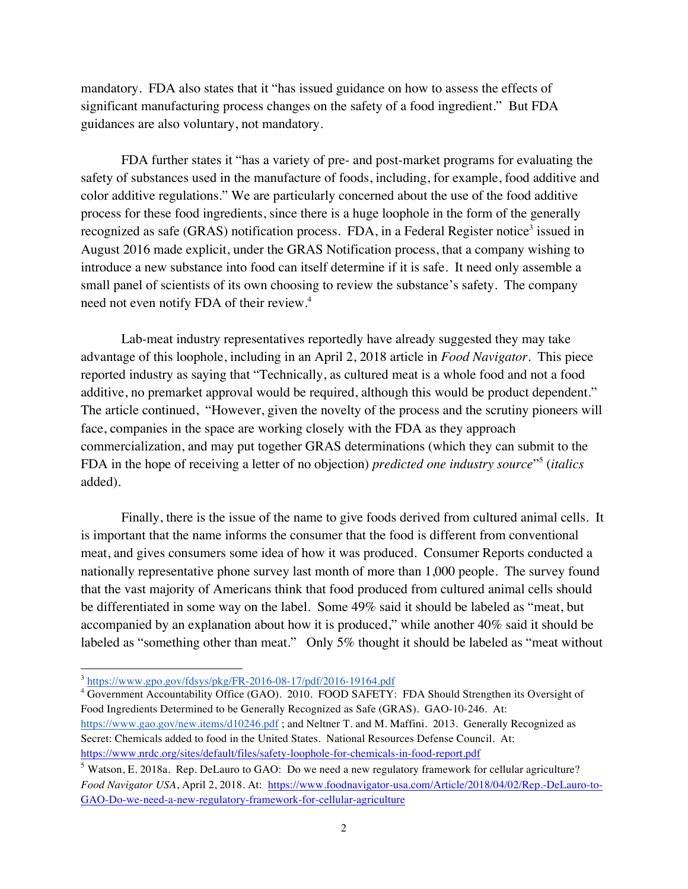mandatory. FDA also states that it "has issued guidance on how to assess the effects of significant manufacturing process changes on the safety of a food ingredient." But FDA guidances are also voluntary, not mandatory.

FDA further states it "has a variety of pre- and post-market programs for evaluating the safety of substances used in the manufacture of foods, including, for example, food additive and color additive regulations." We are particularly concerned about the use of the food additive process for these food ingredients, since there is a huge loophole in the form of the generally recognized as safe (GRAS) notification process. FDA, in a Federal Register notice[3] issued in August 2016 made explicit, under the GRAS Notification process, that a company wishing to introduce a new substance into food can itself determine if it is safe. It need only assemble a small panel of scientists of its own choosing to review the substance's safety. The company need not even notify FDA of their review.[4]

Lab-meat industry representatives reportedly have already suggested they may take advantage of this loophole, including in an April 2, 2018 article in *Food Navigator*. This piece reported industry as saying that "Technically, as cultured meat is a whole food and not a food additive, no premarket approval would be required, although this would be product dependent." The article continued, "However, given the novelty of the process and the scrutiny pioneers will face, companies in the space are working closely with the FDA as they approach commercialization, and may put together GRAS determinations (which they can submit to the FDA in the hope of receiving a letter of no objection) *predicted one industry source*"[5] (*italics* added).

Finally, there is the issue of the name to give foods derived from cultured animal cells. It is important that the name informs the consumer that the food is different from conventional meat, and gives consumers some idea of how it was produced. Consumer Reports conducted a nationally representative phone survey last month of more than 1,000 people. The survey found that the vast majority of Americans think that food produced from cultured animal cells should be differentiated in some way on the label. Some 49% said it should be labeled as "meat, but accompanied by an explanation about how it is produced," while another 40% said it should be labeled as "something other than meat." Only 5% thought it should be labeled as "meat without

---

[3] https://www.gpo.gov/fdsys/pkg/FR-2016-08-17/pdf/2016-19164.pdf

[4] Government Accountability Office (GAO). 2010. FOOD SAFETY: FDA Should Strengthen its Oversight of Food Ingredients Determined to be Generally Recognized as Safe (GRAS). GAO-10-246. At: https://www.gao.gov/new.items/d10246.pdf ; and Neltner T. and M. Maffini. 2013. Generally Recognized as Secret: Chemicals added to food in the United States. National Resources Defense Council. At: https://www.nrdc.org/sites/default/files/safety-loophole-for-chemicals-in-food-report.pdf

[5] Watson, E. 2018a. Rep. DeLauro to GAO: Do we need a new regulatory framework for cellular agriculture? *Food Navigator USA*, April 2, 2018. At: https://www.foodnavigator-usa.com/Article/2018/04/02/Rep.-DeLauro-to-GAO-Do-we-need-a-new-regulatory-framework-for-cellular-agriculture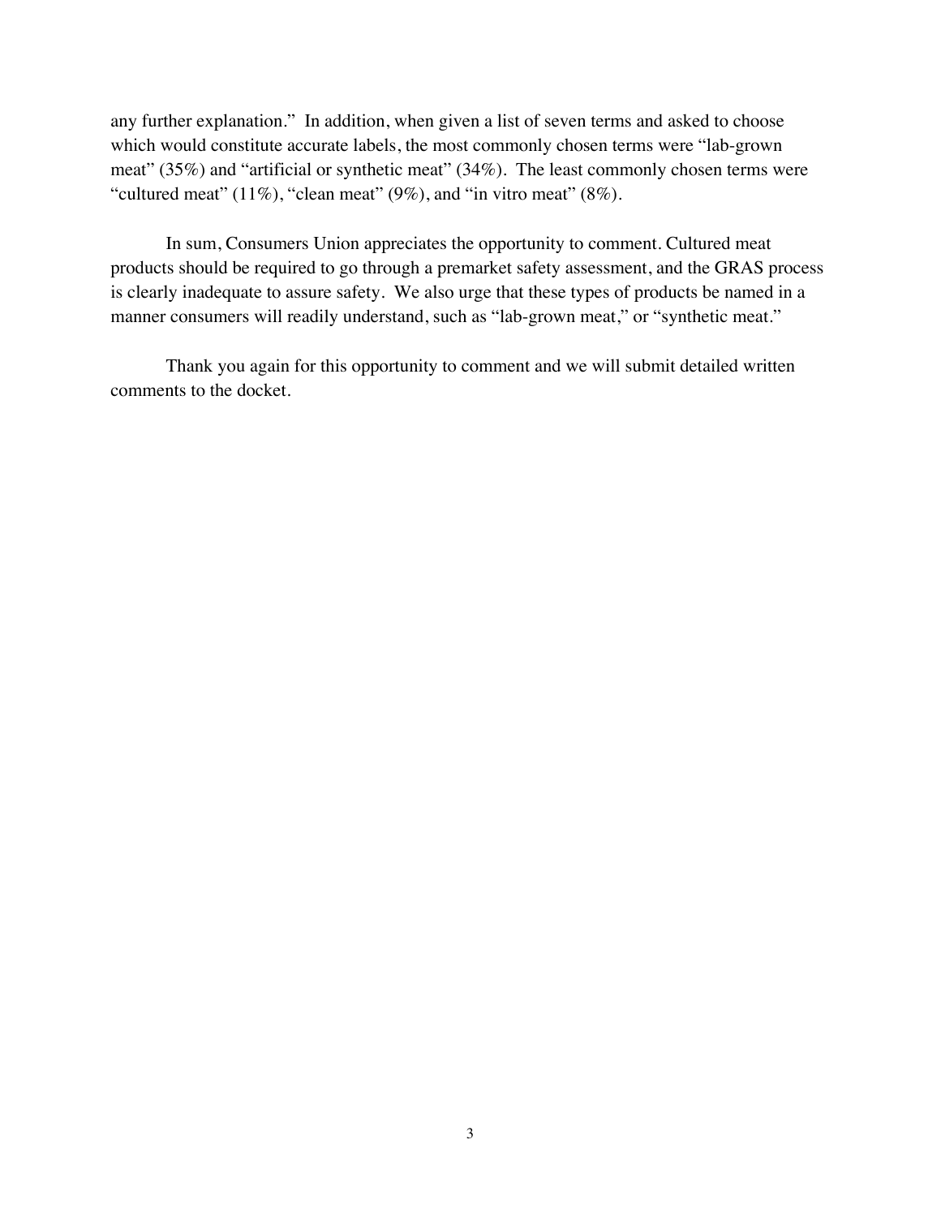any further explanation." In addition, when given a list of seven terms and asked to choose which would constitute accurate labels, the most commonly chosen terms were "lab-grown meat" (35%) and "artificial or synthetic meat" (34%). The least commonly chosen terms were "cultured meat" (11%), "clean meat" (9%), and "in vitro meat" (8%).

In sum, Consumers Union appreciates the opportunity to comment. Cultured meat products should be required to go through a premarket safety assessment, and the GRAS process is clearly inadequate to assure safety. We also urge that these types of products be named in a manner consumers will readily understand, such as "lab-grown meat," or "synthetic meat."

Thank you again for this opportunity to comment and we will submit detailed written comments to the docket.